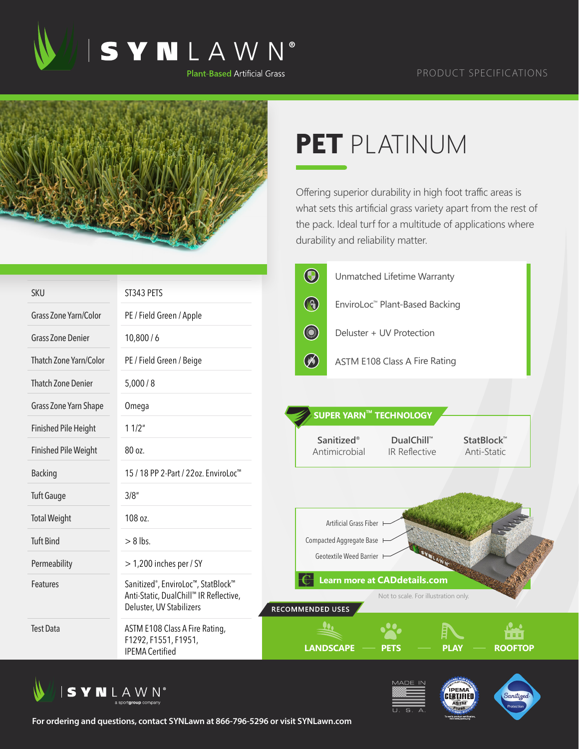# SYNLAWN®

Plant-Based Artificial Grass

PRODUCT SPECIFICATIONS

# PET PLATINUM

Offering superior durability in high foot traffic areas is what sets this artificial grass variety apart from the rest of the pack. Ideal turf for a multitude of applications where durability and reliability matter.

- Unmatched Lifetime Warranty
- EnviroLoc™ Plant-Based Backing
- Deluster + UV Protection
- ASTM E108 Class A Fire Rating

| | |
|---|---|
| SKU | ST343 PETS |
| Grass Zone Yarn/Color | PE / Field Green / Apple |
| Grass Zone Denier | 10,800 / 6 |
| Thatch Zone Yarn/Color | PE / Field Green / Beige |
| Thatch Zone Denier | 5,000 / 8 |
| Grass Zone Yarn Shape | Omega |
| Finished Pile Height | 1 1/2" |
| Finished Pile Weight | 80 oz. |
| Backing | 15 / 18 PP 2-Part / 22oz. EnviroLoc™ |
| Tuft Gauge | 3/8" |
| Total Weight | 108 oz. |
| Tuft Bind | > 8 lbs. |
| Permeability | > 1,200 inches per / SY |
| Features | Sanitized®, EnviroLoc™, StatBlock™ Anti-Static, DualChill™ IR Reflective, Deluster, UV Stabilizers |
| Test Data | ASTM E108 Class A Fire Rating, F1292, F1551, F1951, IPEMA Certified |

## SUPER YARN™ TECHNOLOGY

- Sanitized® Antimicrobial
- DualChill™ IR Reflective
- StatBlock™ Anti-Static

Artificial Grass Fiber

Compacted Aggregate Base

Geotextile Weed Barrier

Learn more at CADdetails.com

Not to scale. For illustration only.

## RECOMMENDED USES

LANDSCAPE — PETS — PLAY — ROOFTOP

SYNLAWN® a sportgroup company

MADE IN U. S. A.

For ordering and questions, contact SYNLawn at 866-796-5296 or visit SYNLawn.com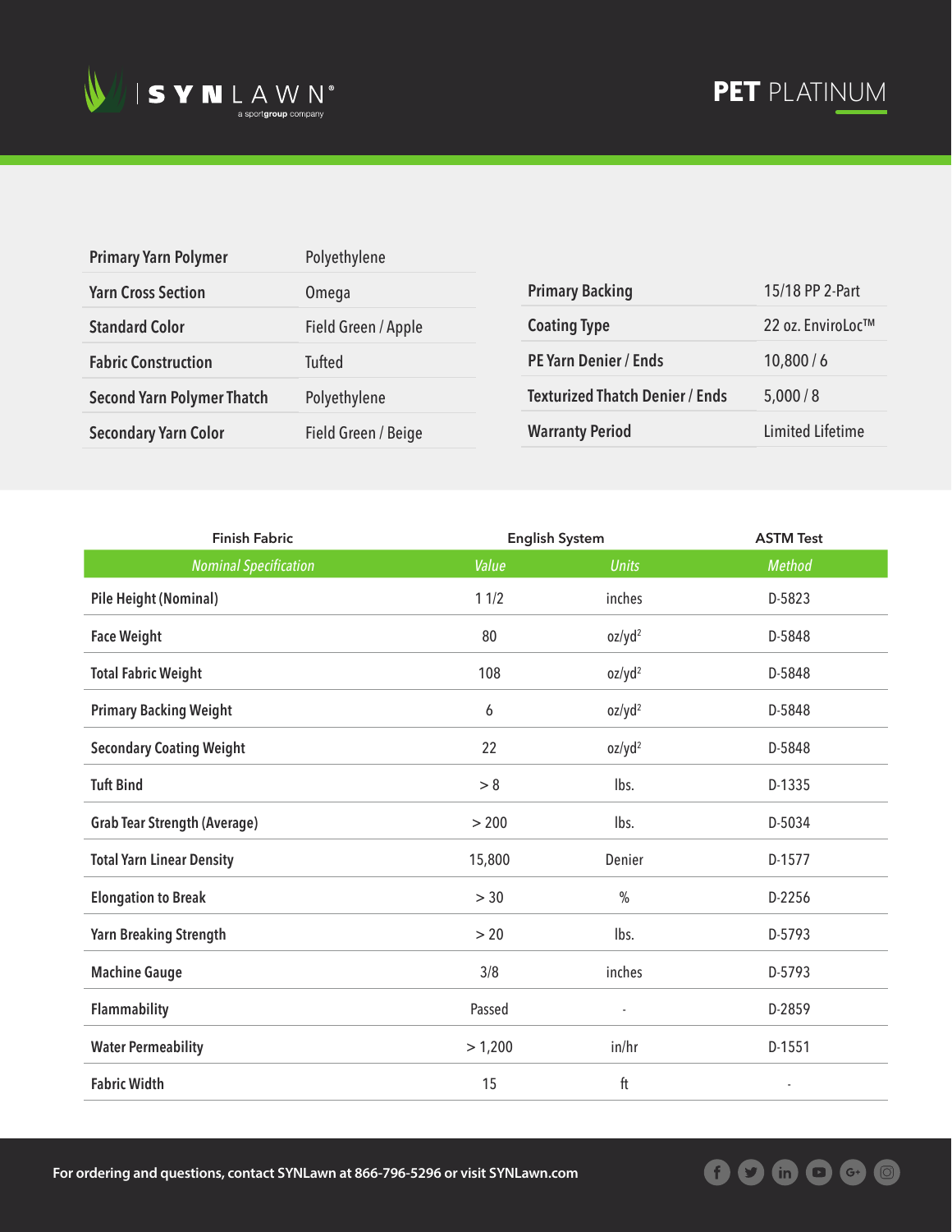SYNLAWN® a sportgroup company

# PET PLATINUM

| | |
|---|---|
| Primary Yarn Polymer | Polyethylene |
| Yarn Cross Section | Omega |
| Standard Color | Field Green / Apple |
| Fabric Construction | Tufted |
| Second Yarn Polymer Thatch | Polyethylene |
| Secondary Yarn Color | Field Green / Beige |

| | |
|---|---|
| Primary Backing | 15/18 PP 2-Part |
| Coating Type | 22 oz. EnviroLoc™ |
| PE Yarn Denier / Ends | 10,800 / 6 |
| Texturized Thatch Denier / Ends | 5,000 / 8 |
| Warranty Period | Limited Lifetime |

| Finish Fabric | English System | | ASTM Test |
|---|---|---|---|
| *Nominal Specification* | *Value* | *Units* | *Method* |
| Pile Height (Nominal) | 1 1/2 | inches | D-5823 |
| Face Weight | 80 | oz/yd² | D-5848 |
| Total Fabric Weight | 108 | oz/yd² | D-5848 |
| Primary Backing Weight | 6 | oz/yd² | D-5848 |
| Secondary Coating Weight | 22 | oz/yd² | D-5848 |
| Tuft Bind | > 8 | lbs. | D-1335 |
| Grab Tear Strength (Average) | > 200 | lbs. | D-5034 |
| Total Yarn Linear Density | 15,800 | Denier | D-1577 |
| Elongation to Break | > 30 | % | D-2256 |
| Yarn Breaking Strength | > 20 | lbs. | D-5793 |
| Machine Gauge | 3/8 | inches | D-5793 |
| Flammability | Passed | - | D-2859 |
| Water Permeability | > 1,200 | in/hr | D-1551 |
| Fabric Width | 15 | ft | - |

**For ordering and questions, contact SYNLawn at 866-796-5296 or visit SYNLawn.com**